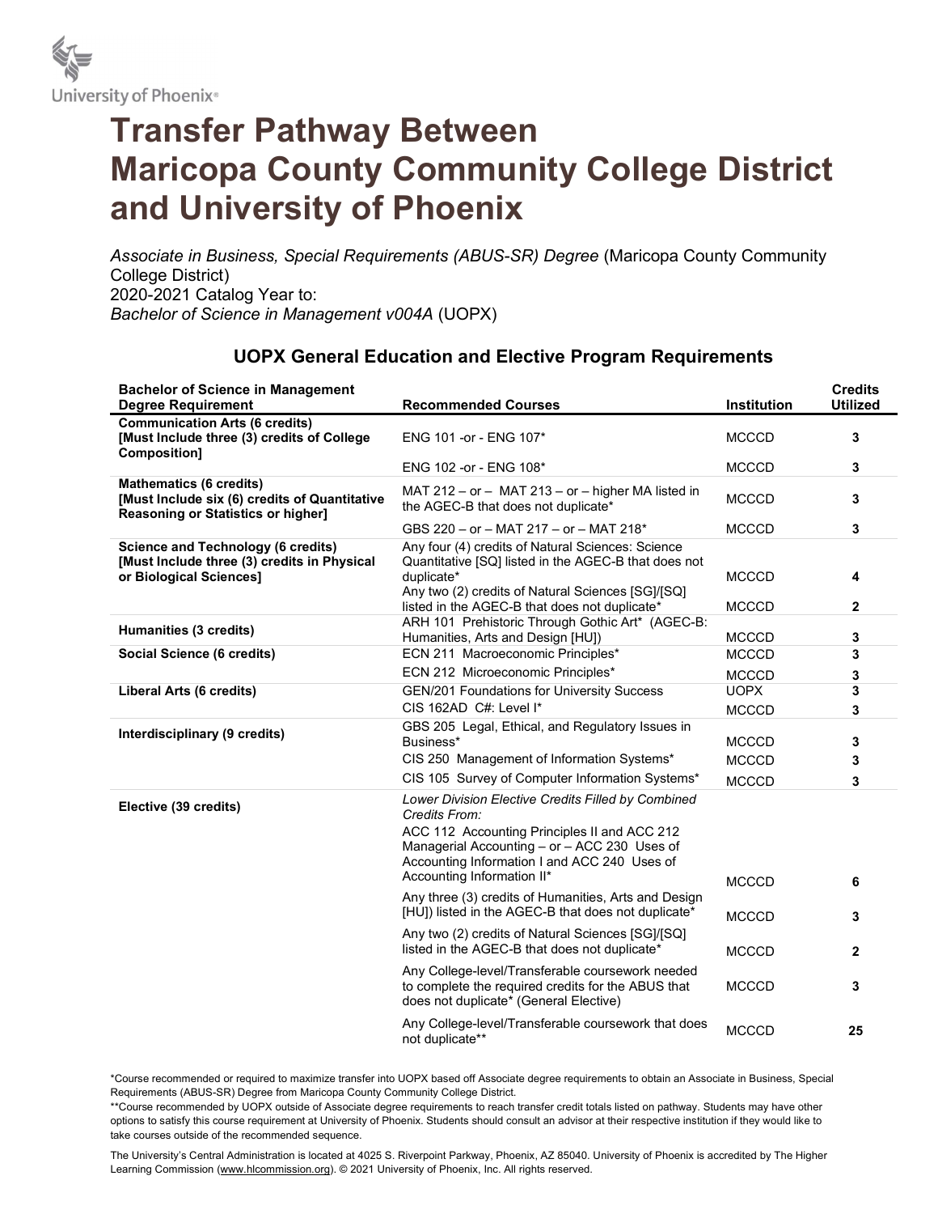University of Phoenix®

# Transfer Pathway Between Maricopa County Community College District and University of Phoenix

*Associate in Business, Special Requirements (ABUS-SR) Degree* (Maricopa County Community College District)
2020-2021 Catalog Year to:
*Bachelor of Science in Management v004A* (UOPX)

## UOPX General Education and Elective Program Requirements

| Bachelor of Science in Management Degree Requirement | Recommended Courses | Institution | Credits Utilized |
|---|---|---|---|
| **Communication Arts (6 credits) [Must Include three (3) credits of College Composition]** | ENG 101 -or - ENG 107* | MCCCD | 3 |
| | ENG 102 -or - ENG 108* | MCCCD | 3 |
| **Mathematics (6 credits) [Must Include six (6) credits of Quantitative Reasoning or Statistics or higher]** | MAT 212 – or – MAT 213 – or – higher MA listed in the AGEC-B that does not duplicate* | MCCCD | 3 |
| | GBS 220 – or – MAT 217 – or – MAT 218* | MCCCD | 3 |
| **Science and Technology (6 credits) [Must Include three (3) credits in Physical or Biological Sciences]** | Any four (4) credits of Natural Sciences: Science Quantitative [SQ] listed in the AGEC-B that does not duplicate* | MCCCD | 4 |
| | Any two (2) credits of Natural Sciences [SG]/[SQ] listed in the AGEC-B that does not duplicate* | MCCCD | 2 |
| **Humanities (3 credits)** | ARH 101 Prehistoric Through Gothic Art* (AGEC-B: Humanities, Arts and Design [HU]) | MCCCD | 3 |
| **Social Science (6 credits)** | ECN 211 Macroeconomic Principles* | MCCCD | 3 |
| | ECN 212 Microeconomic Principles* | MCCCD | 3 |
| **Liberal Arts (6 credits)** | GEN/201 Foundations for University Success | UOPX | 3 |
| | CIS 162AD C#: Level I* | MCCCD | 3 |
| **Interdisciplinary (9 credits)** | GBS 205 Legal, Ethical, and Regulatory Issues in Business* | MCCCD | 3 |
| | CIS 250 Management of Information Systems* | MCCCD | 3 |
| | CIS 105 Survey of Computer Information Systems* | MCCCD | 3 |
| **Elective (39 credits)** | *Lower Division Elective Credits Filled by Combined Credits From:* ACC 112 Accounting Principles II and ACC 212 Managerial Accounting – or – ACC 230 Uses of Accounting Information I and ACC 240 Uses of Accounting Information II* | MCCCD | 6 |
| | Any three (3) credits of Humanities, Arts and Design [HU]) listed in the AGEC-B that does not duplicate* | MCCCD | 3 |
| | Any two (2) credits of Natural Sciences [SG]/[SQ] listed in the AGEC-B that does not duplicate* | MCCCD | 2 |
| | Any College-level/Transferable coursework needed to complete the required credits for the ABUS that does not duplicate* (General Elective) | MCCCD | 3 |
| | Any College-level/Transferable coursework that does not duplicate** | MCCCD | 25 |

*Course recommended or required to maximize transfer into UOPX based off Associate degree requirements to obtain an Associate in Business, Special Requirements (ABUS-SR) Degree from Maricopa County Community College District.

**Course recommended by UOPX outside of Associate degree requirements to reach transfer credit totals listed on pathway. Students may have other options to satisfy this course requirement at University of Phoenix. Students should consult an advisor at their respective institution if they would like to take courses outside of the recommended sequence.

The University's Central Administration is located at 4025 S. Riverpoint Parkway, Phoenix, AZ 85040. University of Phoenix is accredited by The Higher Learning Commission (www.hlcommission.org). © 2021 University of Phoenix, Inc. All rights reserved.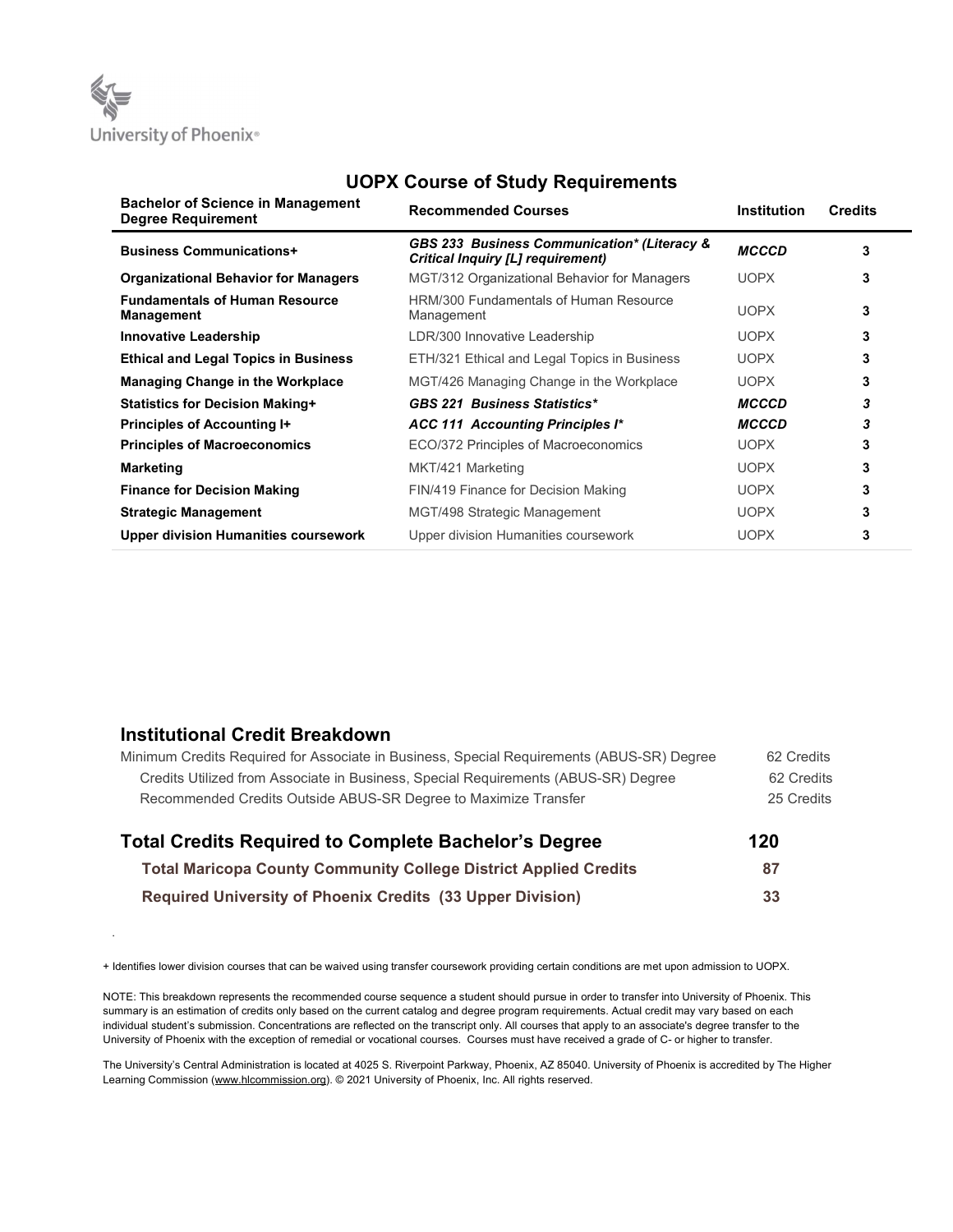University of Phoenix®

## UOPX Course of Study Requirements

| Bachelor of Science in Management Degree Requirement | Recommended Courses | Institution | Credits |
|---|---|---|---|
| **Business Communications+** | ***GBS 233 Business Communication* (Literacy & Critical Inquiry [L] requirement)*** | ***MCCCD*** | **3** |
| **Organizational Behavior for Managers** | MGT/312 Organizational Behavior for Managers | UOPX | **3** |
| **Fundamentals of Human Resource Management** | HRM/300 Fundamentals of Human Resource Management | UOPX | **3** |
| **Innovative Leadership** | LDR/300 Innovative Leadership | UOPX | **3** |
| **Ethical and Legal Topics in Business** | ETH/321 Ethical and Legal Topics in Business | UOPX | **3** |
| **Managing Change in the Workplace** | MGT/426 Managing Change in the Workplace | UOPX | **3** |
| **Statistics for Decision Making+** | ***GBS 221 Business Statistics**** | ***MCCCD*** | ***3*** |
| **Principles of Accounting I+** | ***ACC 111 Accounting Principles I**** | ***MCCCD*** | ***3*** |
| **Principles of Macroeconomics** | ECO/372 Principles of Macroeconomics | UOPX | **3** |
| **Marketing** | MKT/421 Marketing | UOPX | **3** |
| **Finance for Decision Making** | FIN/419 Finance for Decision Making | UOPX | **3** |
| **Strategic Management** | MGT/498 Strategic Management | UOPX | **3** |
| **Upper division Humanities coursework** | Upper division Humanities coursework | UOPX | **3** |

### Institutional Credit Breakdown

| | |
|---|---|
| Minimum Credits Required for Associate in Business, Special Requirements (ABUS-SR) Degree | 62 Credits |
| Credits Utilized from Associate in Business, Special Requirements (ABUS-SR) Degree | 62 Credits |
| Recommended Credits Outside ABUS-SR Degree to Maximize Transfer | 25 Credits |

| | |
|---|---|
| **Total Credits Required to Complete Bachelor's Degree** | **120** |
| **Total Maricopa County Community College District Applied Credits** | **87** |
| **Required University of Phoenix Credits (33 Upper Division)** | **33** |

+ Identifies lower division courses that can be waived using transfer coursework providing certain conditions are met upon admission to UOPX.

NOTE: This breakdown represents the recommended course sequence a student should pursue in order to transfer into University of Phoenix. This summary is an estimation of credits only based on the current catalog and degree program requirements. Actual credit may vary based on each individual student's submission. Concentrations are reflected on the transcript only. All courses that apply to an associate's degree transfer to the University of Phoenix with the exception of remedial or vocational courses. Courses must have received a grade of C- or higher to transfer.

The University's Central Administration is located at 4025 S. Riverpoint Parkway, Phoenix, AZ 85040. University of Phoenix is accredited by The Higher Learning Commission (www.hlcommission.org). © 2021 University of Phoenix, Inc. All rights reserved.